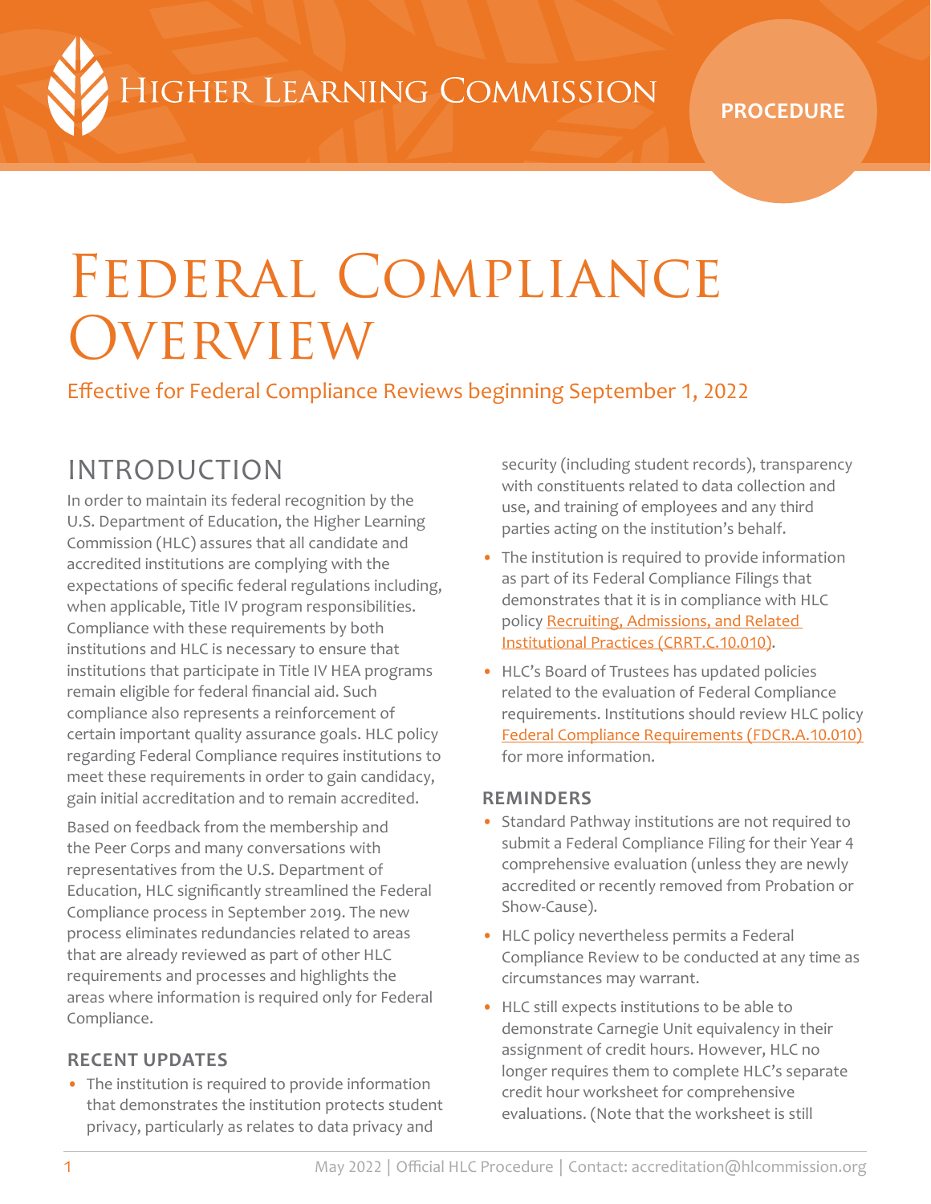Higher Learning Commission

PROCEDURE

# Federal Compliance Overview

Effective for Federal Compliance Reviews beginning September 1, 2022

## INTRODUCTION

In order to maintain its federal recognition by the U.S. Department of Education, the Higher Learning Commission (HLC) assures that all candidate and accredited institutions are complying with the expectations of specific federal regulations including, when applicable, Title IV program responsibilities. Compliance with these requirements by both institutions and HLC is necessary to ensure that institutions that participate in Title IV HEA programs remain eligible for federal financial aid. Such compliance also represents a reinforcement of certain important quality assurance goals. HLC policy regarding Federal Compliance requires institutions to meet these requirements in order to gain candidacy, gain initial accreditation and to remain accredited.

Based on feedback from the membership and the Peer Corps and many conversations with representatives from the U.S. Department of Education, HLC significantly streamlined the Federal Compliance process in September 2019. The new process eliminates redundancies related to areas that are already reviewed as part of other HLC requirements and processes and highlights the areas where information is required only for Federal Compliance.

### RECENT UPDATES

- The institution is required to provide information that demonstrates the institution protects student privacy, particularly as relates to data privacy and security (including student records), transparency with constituents related to data collection and use, and training of employees and any third parties acting on the institution's behalf.
- The institution is required to provide information as part of its Federal Compliance Filings that demonstrates that it is in compliance with HLC policy [Recruiting, Admissions, and Related Institutional Practices (CRRT.C.10.010)]().
- HLC's Board of Trustees has updated policies related to the evaluation of Federal Compliance requirements. Institutions should review HLC policy [Federal Compliance Requirements (FDCR.A.10.010)]() for more information.

### REMINDERS

- Standard Pathway institutions are not required to submit a Federal Compliance Filing for their Year 4 comprehensive evaluation (unless they are newly accredited or recently removed from Probation or Show-Cause).
- HLC policy nevertheless permits a Federal Compliance Review to be conducted at any time as circumstances may warrant.
- HLC still expects institutions to be able to demonstrate Carnegie Unit equivalency in their assignment of credit hours. However, HLC no longer requires them to complete HLC's separate credit hour worksheet for comprehensive evaluations. (Note that the worksheet is still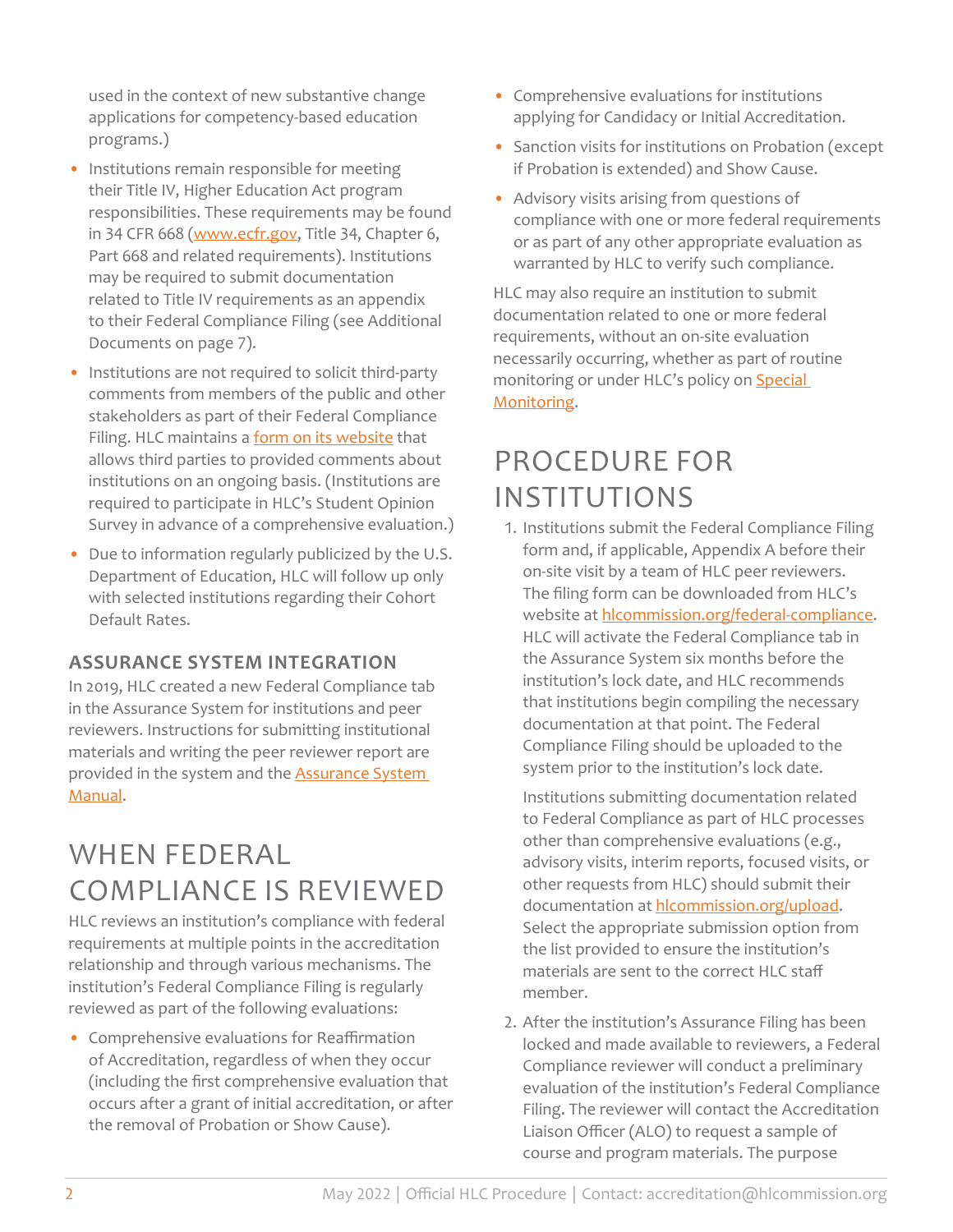used in the context of new substantive change applications for competency-based education programs.)

- Institutions remain responsible for meeting their Title IV, Higher Education Act program responsibilities. These requirements may be found in 34 CFR 668 (www.ecfr.gov, Title 34, Chapter 6, Part 668 and related requirements). Institutions may be required to submit documentation related to Title IV requirements as an appendix to their Federal Compliance Filing (see Additional Documents on page 7).
- Institutions are not required to solicit third-party comments from members of the public and other stakeholders as part of their Federal Compliance Filing. HLC maintains a form on its website that allows third parties to provided comments about institutions on an ongoing basis. (Institutions are required to participate in HLC's Student Opinion Survey in advance of a comprehensive evaluation.)
- Due to information regularly publicized by the U.S. Department of Education, HLC will follow up only with selected institutions regarding their Cohort Default Rates.

### ASSURANCE SYSTEM INTEGRATION

In 2019, HLC created a new Federal Compliance tab in the Assurance System for institutions and peer reviewers. Instructions for submitting institutional materials and writing the peer reviewer report are provided in the system and the Assurance System Manual.

## WHEN FEDERAL COMPLIANCE IS REVIEWED

HLC reviews an institution's compliance with federal requirements at multiple points in the accreditation relationship and through various mechanisms. The institution's Federal Compliance Filing is regularly reviewed as part of the following evaluations:

- Comprehensive evaluations for Reaffirmation of Accreditation, regardless of when they occur (including the first comprehensive evaluation that occurs after a grant of initial accreditation, or after the removal of Probation or Show Cause).
- Comprehensive evaluations for institutions applying for Candidacy or Initial Accreditation.
- Sanction visits for institutions on Probation (except if Probation is extended) and Show Cause.
- Advisory visits arising from questions of compliance with one or more federal requirements or as part of any other appropriate evaluation as warranted by HLC to verify such compliance.

HLC may also require an institution to submit documentation related to one or more federal requirements, without an on-site evaluation necessarily occurring, whether as part of routine monitoring or under HLC's policy on Special Monitoring.

## PROCEDURE FOR INSTITUTIONS

1. Institutions submit the Federal Compliance Filing form and, if applicable, Appendix A before their on-site visit by a team of HLC peer reviewers. The filing form can be downloaded from HLC's website at hlcommission.org/federal-compliance. HLC will activate the Federal Compliance tab in the Assurance System six months before the institution's lock date, and HLC recommends that institutions begin compiling the necessary documentation at that point. The Federal Compliance Filing should be uploaded to the system prior to the institution's lock date.

   Institutions submitting documentation related to Federal Compliance as part of HLC processes other than comprehensive evaluations (e.g., advisory visits, interim reports, focused visits, or other requests from HLC) should submit their documentation at hlcommission.org/upload. Select the appropriate submission option from the list provided to ensure the institution's materials are sent to the correct HLC staff member.

2. After the institution's Assurance Filing has been locked and made available to reviewers, a Federal Compliance reviewer will conduct a preliminary evaluation of the institution's Federal Compliance Filing. The reviewer will contact the Accreditation Liaison Officer (ALO) to request a sample of course and program materials. The purpose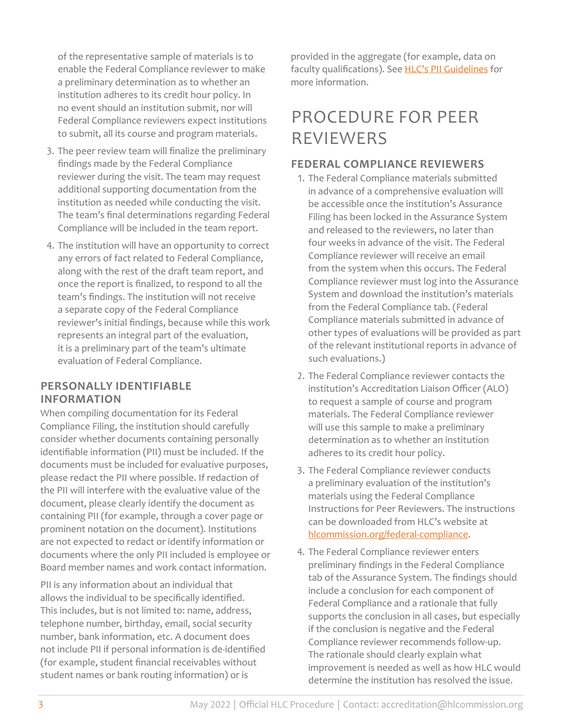of the representative sample of materials is to enable the Federal Compliance reviewer to make a preliminary determination as to whether an institution adheres to its credit hour policy. In no event should an institution submit, nor will Federal Compliance reviewers expect institutions to submit, all its course and program materials.

3. The peer review team will finalize the preliminary findings made by the Federal Compliance reviewer during the visit. The team may request additional supporting documentation from the institution as needed while conducting the visit. The team's final determinations regarding Federal Compliance will be included in the team report.
4. The institution will have an opportunity to correct any errors of fact related to Federal Compliance, along with the rest of the draft team report, and once the report is finalized, to respond to all the team's findings. The institution will not receive a separate copy of the Federal Compliance reviewer's initial findings, because while this work represents an integral part of the evaluation, it is a preliminary part of the team's ultimate evaluation of Federal Compliance.

### PERSONALLY IDENTIFIABLE INFORMATION

When compiling documentation for its Federal Compliance Filing, the institution should carefully consider whether documents containing personally identifiable information (PII) must be included. If the documents must be included for evaluative purposes, please redact the PII where possible. If redaction of the PII will interfere with the evaluative value of the document, please clearly identify the document as containing PII (for example, through a cover page or prominent notation on the document). Institutions are not expected to redact or identify information or documents where the only PII included is employee or Board member names and work contact information.

PII is any information about an individual that allows the individual to be specifically identified. This includes, but is not limited to: name, address, telephone number, birthday, email, social security number, bank information, etc. A document does not include PII if personal information is de-identified (for example, student financial receivables without student names or bank routing information) or is provided in the aggregate (for example, data on faculty qualifications). See HLC's PII Guidelines for more information.

## PROCEDURE FOR PEER REVIEWERS

### FEDERAL COMPLIANCE REVIEWERS

1. The Federal Compliance materials submitted in advance of a comprehensive evaluation will be accessible once the institution's Assurance Filing has been locked in the Assurance System and released to the reviewers, no later than four weeks in advance of the visit. The Federal Compliance reviewer will receive an email from the system when this occurs. The Federal Compliance reviewer must log into the Assurance System and download the institution's materials from the Federal Compliance tab. (Federal Compliance materials submitted in advance of other types of evaluations will be provided as part of the relevant institutional reports in advance of such evaluations.)
2. The Federal Compliance reviewer contacts the institution's Accreditation Liaison Officer (ALO) to request a sample of course and program materials. The Federal Compliance reviewer will use this sample to make a preliminary determination as to whether an institution adheres to its credit hour policy.
3. The Federal Compliance reviewer conducts a preliminary evaluation of the institution's materials using the Federal Compliance Instructions for Peer Reviewers. The instructions can be downloaded from HLC's website at hlcommission.org/federal-compliance.
4. The Federal Compliance reviewer enters preliminary findings in the Federal Compliance tab of the Assurance System. The findings should include a conclusion for each component of Federal Compliance and a rationale that fully supports the conclusion in all cases, but especially if the conclusion is negative and the Federal Compliance reviewer recommends follow-up. The rationale should clearly explain what improvement is needed as well as how HLC would determine the institution has resolved the issue.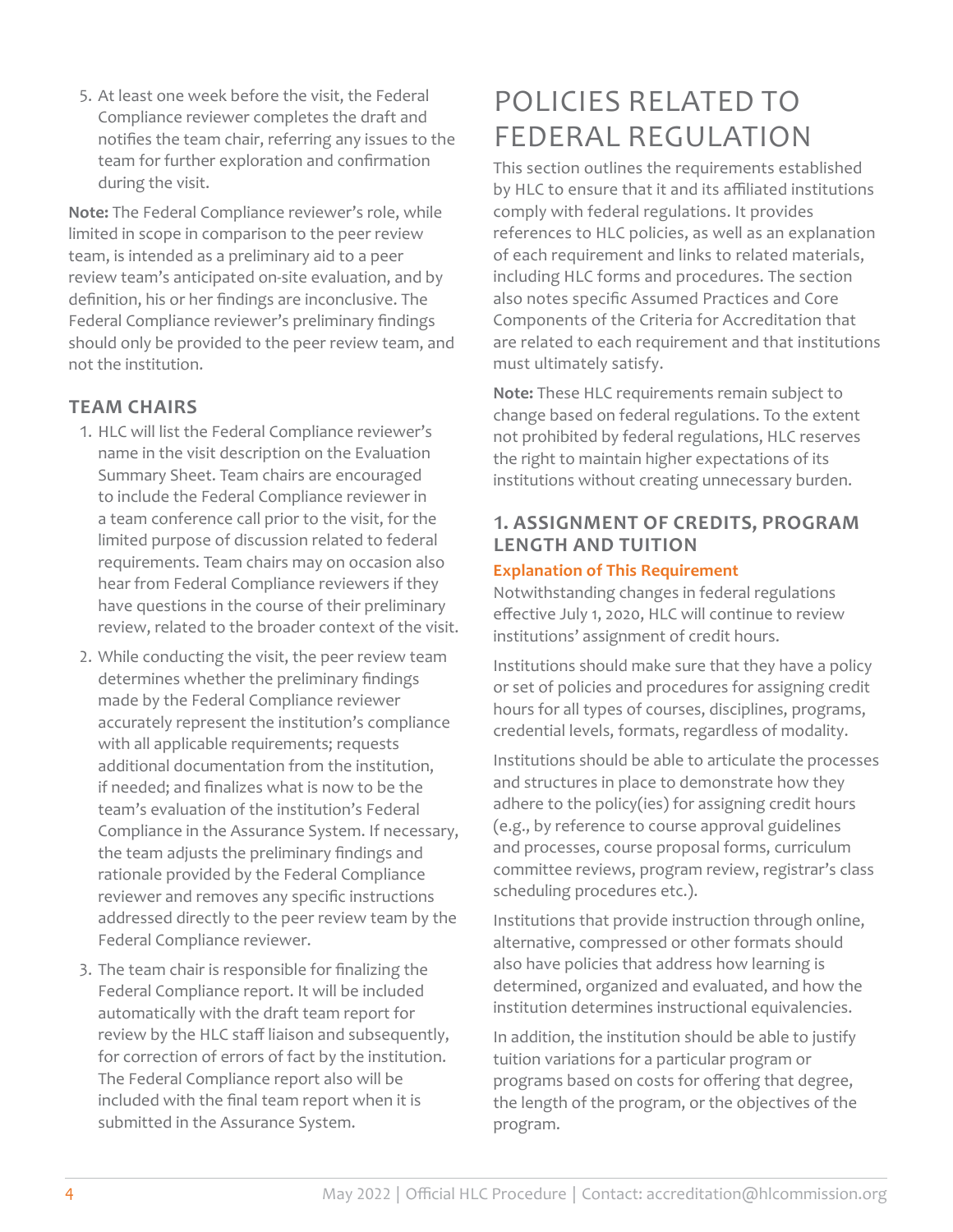5. At least one week before the visit, the Federal Compliance reviewer completes the draft and notifies the team chair, referring any issues to the team for further exploration and confirmation during the visit.

**Note:** The Federal Compliance reviewer's role, while limited in scope in comparison to the peer review team, is intended as a preliminary aid to a peer review team's anticipated on-site evaluation, and by definition, his or her findings are inconclusive. The Federal Compliance reviewer's preliminary findings should only be provided to the peer review team, and not the institution.

### TEAM CHAIRS

1. HLC will list the Federal Compliance reviewer's name in the visit description on the Evaluation Summary Sheet. Team chairs are encouraged to include the Federal Compliance reviewer in a team conference call prior to the visit, for the limited purpose of discussion related to federal requirements. Team chairs may on occasion also hear from Federal Compliance reviewers if they have questions in the course of their preliminary review, related to the broader context of the visit.
2. While conducting the visit, the peer review team determines whether the preliminary findings made by the Federal Compliance reviewer accurately represent the institution's compliance with all applicable requirements; requests additional documentation from the institution, if needed; and finalizes what is now to be the team's evaluation of the institution's Federal Compliance in the Assurance System. If necessary, the team adjusts the preliminary findings and rationale provided by the Federal Compliance reviewer and removes any specific instructions addressed directly to the peer review team by the Federal Compliance reviewer.
3. The team chair is responsible for finalizing the Federal Compliance report. It will be included automatically with the draft team report for review by the HLC staff liaison and subsequently, for correction of errors of fact by the institution. The Federal Compliance report also will be included with the final team report when it is submitted in the Assurance System.

# POLICIES RELATED TO FEDERAL REGULATION

This section outlines the requirements established by HLC to ensure that it and its affiliated institutions comply with federal regulations. It provides references to HLC policies, as well as an explanation of each requirement and links to related materials, including HLC forms and procedures. The section also notes specific Assumed Practices and Core Components of the Criteria for Accreditation that are related to each requirement and that institutions must ultimately satisfy.

**Note:** These HLC requirements remain subject to change based on federal regulations. To the extent not prohibited by federal regulations, HLC reserves the right to maintain higher expectations of its institutions without creating unnecessary burden.

### 1. ASSIGNMENT OF CREDITS, PROGRAM LENGTH AND TUITION

#### Explanation of This Requirement

Notwithstanding changes in federal regulations effective July 1, 2020, HLC will continue to review institutions' assignment of credit hours.

Institutions should make sure that they have a policy or set of policies and procedures for assigning credit hours for all types of courses, disciplines, programs, credential levels, formats, regardless of modality.

Institutions should be able to articulate the processes and structures in place to demonstrate how they adhere to the policy(ies) for assigning credit hours (e.g., by reference to course approval guidelines and processes, course proposal forms, curriculum committee reviews, program review, registrar's class scheduling procedures etc.).

Institutions that provide instruction through online, alternative, compressed or other formats should also have policies that address how learning is determined, organized and evaluated, and how the institution determines instructional equivalencies.

In addition, the institution should be able to justify tuition variations for a particular program or programs based on costs for offering that degree, the length of the program, or the objectives of the program.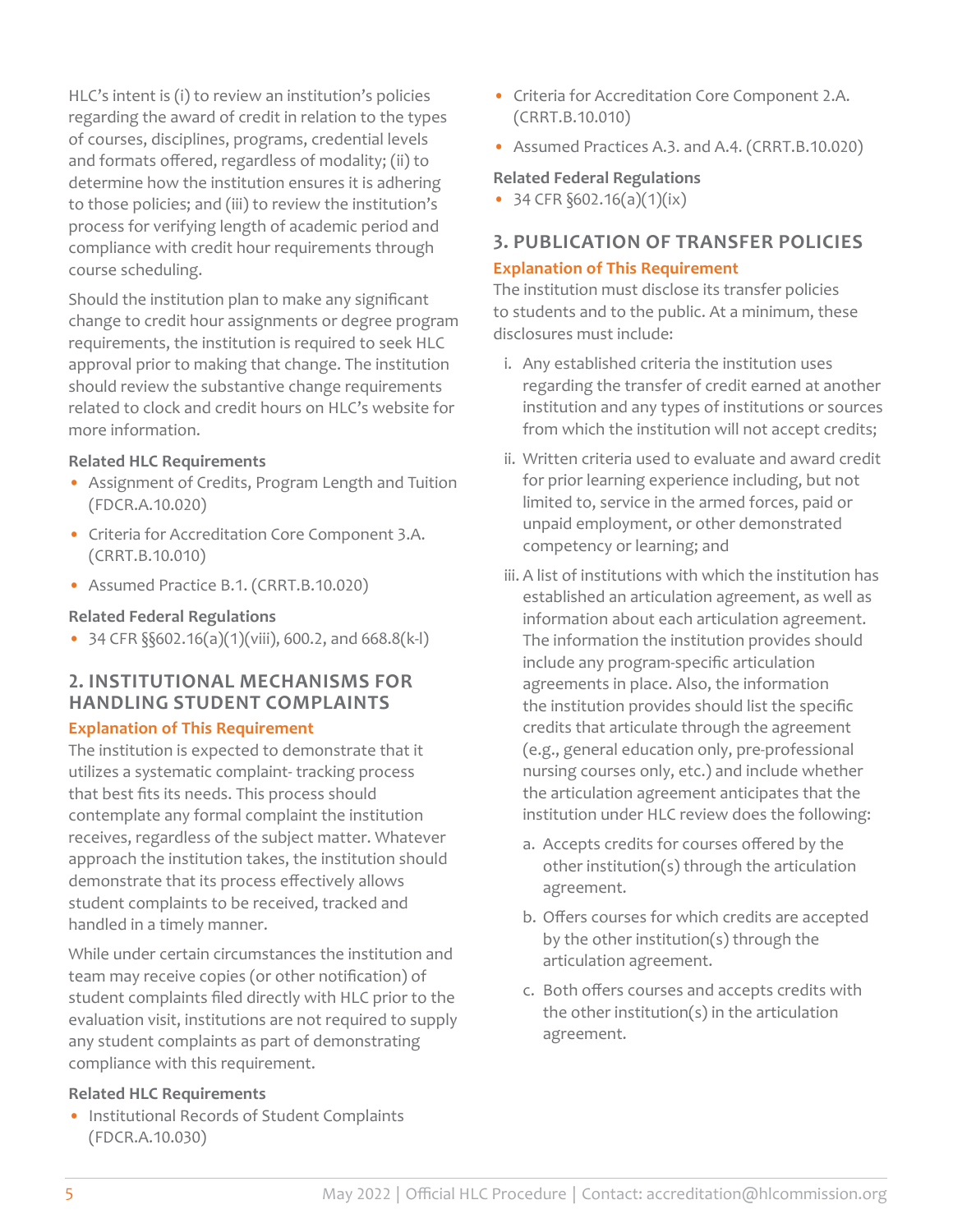HLC's intent is (i) to review an institution's policies regarding the award of credit in relation to the types of courses, disciplines, programs, credential levels and formats offered, regardless of modality; (ii) to determine how the institution ensures it is adhering to those policies; and (iii) to review the institution's process for verifying length of academic period and compliance with credit hour requirements through course scheduling.

Should the institution plan to make any significant change to credit hour assignments or degree program requirements, the institution is required to seek HLC approval prior to making that change. The institution should review the substantive change requirements related to clock and credit hours on HLC's website for more information.

**Related HLC Requirements**

- Assignment of Credits, Program Length and Tuition (FDCR.A.10.020)
- Criteria for Accreditation Core Component 3.A. (CRRT.B.10.010)
- Assumed Practice B.1. (CRRT.B.10.020)

**Related Federal Regulations**

- 34 CFR §§602.16(a)(1)(viii), 600.2, and 668.8(k-l)

## 2. INSTITUTIONAL MECHANISMS FOR HANDLING STUDENT COMPLAINTS

**Explanation of This Requirement**

The institution is expected to demonstrate that it utilizes a systematic complaint- tracking process that best fits its needs. This process should contemplate any formal complaint the institution receives, regardless of the subject matter. Whatever approach the institution takes, the institution should demonstrate that its process effectively allows student complaints to be received, tracked and handled in a timely manner.

While under certain circumstances the institution and team may receive copies (or other notification) of student complaints filed directly with HLC prior to the evaluation visit, institutions are not required to supply any student complaints as part of demonstrating compliance with this requirement.

**Related HLC Requirements**

- Institutional Records of Student Complaints (FDCR.A.10.030)
- Criteria for Accreditation Core Component 2.A. (CRRT.B.10.010)
- Assumed Practices A.3. and A.4. (CRRT.B.10.020)

**Related Federal Regulations**

- 34 CFR §602.16(a)(1)(ix)

## 3. PUBLICATION OF TRANSFER POLICIES

**Explanation of This Requirement**

The institution must disclose its transfer policies to students and to the public. At a minimum, these disclosures must include:

i. Any established criteria the institution uses regarding the transfer of credit earned at another institution and any types of institutions or sources from which the institution will not accept credits;

ii. Written criteria used to evaluate and award credit for prior learning experience including, but not limited to, service in the armed forces, paid or unpaid employment, or other demonstrated competency or learning; and

iii. A list of institutions with which the institution has established an articulation agreement, as well as information about each articulation agreement. The information the institution provides should include any program-specific articulation agreements in place. Also, the information the institution provides should list the specific credits that articulate through the agreement (e.g., general education only, pre-professional nursing courses only, etc.) and include whether the articulation agreement anticipates that the institution under HLC review does the following:

   a. Accepts credits for courses offered by the other institution(s) through the articulation agreement.

   b. Offers courses for which credits are accepted by the other institution(s) through the articulation agreement.

   c. Both offers courses and accepts credits with the other institution(s) in the articulation agreement.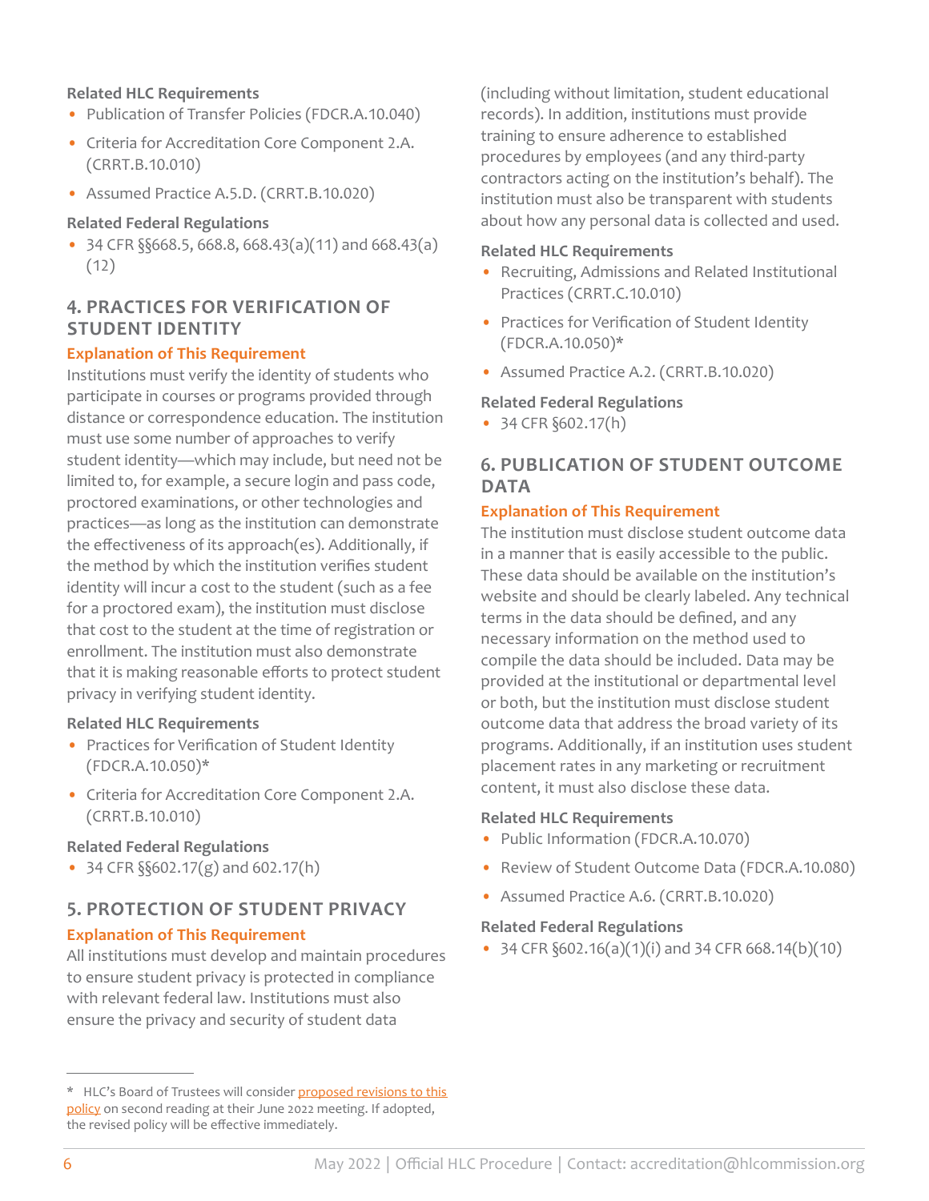**Related HLC Requirements**

- Publication of Transfer Policies (FDCR.A.10.040)
- Criteria for Accreditation Core Component 2.A. (CRRT.B.10.010)
- Assumed Practice A.5.D. (CRRT.B.10.020)

**Related Federal Regulations**

- 34 CFR §§668.5, 668.8, 668.43(a)(11) and 668.43(a)(12)

## 4. PRACTICES FOR VERIFICATION OF STUDENT IDENTITY

**Explanation of This Requirement**

Institutions must verify the identity of students who participate in courses or programs provided through distance or correspondence education. The institution must use some number of approaches to verify student identity—which may include, but need not be limited to, for example, a secure login and pass code, proctored examinations, or other technologies and practices—as long as the institution can demonstrate the effectiveness of its approach(es). Additionally, if the method by which the institution verifies student identity will incur a cost to the student (such as a fee for a proctored exam), the institution must disclose that cost to the student at the time of registration or enrollment. The institution must also demonstrate that it is making reasonable efforts to protect student privacy in verifying student identity.

**Related HLC Requirements**

- Practices for Verification of Student Identity (FDCR.A.10.050)*
- Criteria for Accreditation Core Component 2.A. (CRRT.B.10.010)

**Related Federal Regulations**

- 34 CFR §§602.17(g) and 602.17(h)

## 5. PROTECTION OF STUDENT PRIVACY

**Explanation of This Requirement**

All institutions must develop and maintain procedures to ensure student privacy is protected in compliance with relevant federal law. Institutions must also ensure the privacy and security of student data (including without limitation, student educational records). In addition, institutions must provide training to ensure adherence to established procedures by employees (and any third-party contractors acting on the institution's behalf). The institution must also be transparent with students about how any personal data is collected and used.

**Related HLC Requirements**

- Recruiting, Admissions and Related Institutional Practices (CRRT.C.10.010)
- Practices for Verification of Student Identity (FDCR.A.10.050)*
- Assumed Practice A.2. (CRRT.B.10.020)

**Related Federal Regulations**

- 34 CFR §602.17(h)

## 6. PUBLICATION OF STUDENT OUTCOME DATA

**Explanation of This Requirement**

The institution must disclose student outcome data in a manner that is easily accessible to the public. These data should be available on the institution's website and should be clearly labeled. Any technical terms in the data should be defined, and any necessary information on the method used to compile the data should be included. Data may be provided at the institutional or departmental level or both, but the institution must disclose student outcome data that address the broad variety of its programs. Additionally, if an institution uses student placement rates in any marketing or recruitment content, it must also disclose these data.

**Related HLC Requirements**

- Public Information (FDCR.A.10.070)
- Review of Student Outcome Data (FDCR.A.10.080)
- Assumed Practice A.6. (CRRT.B.10.020)

**Related Federal Regulations**

- 34 CFR §602.16(a)(1)(i) and 34 CFR 668.14(b)(10)

---

* HLC's Board of Trustees will consider proposed revisions to this policy on second reading at their June 2022 meeting. If adopted, the revised policy will be effective immediately.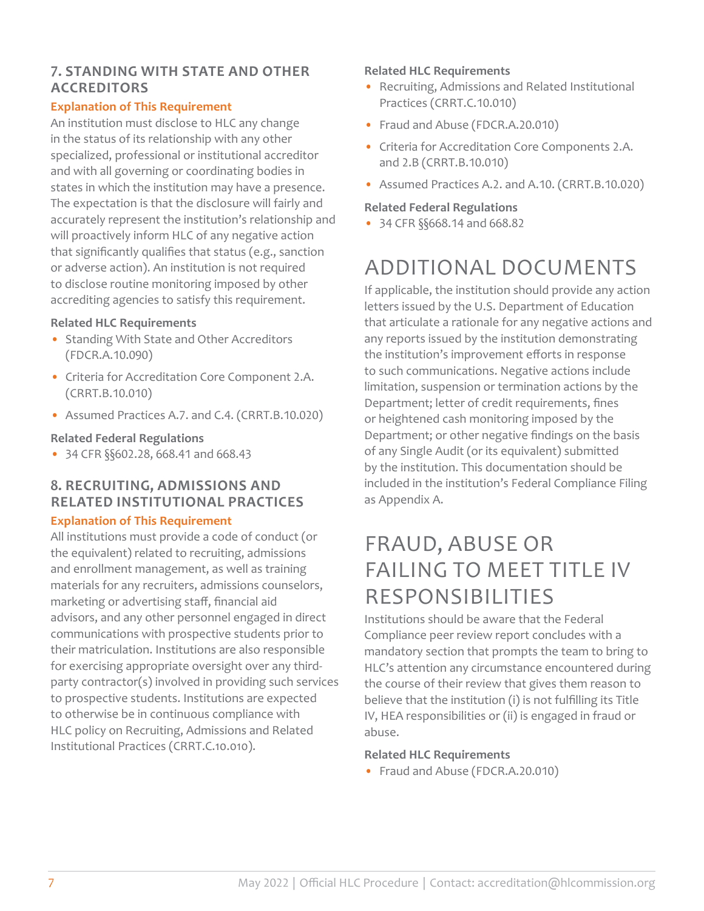### 7. STANDING WITH STATE AND OTHER ACCREDITORS

**Explanation of This Requirement**

An institution must disclose to HLC any change in the status of its relationship with any other specialized, professional or institutional accreditor and with all governing or coordinating bodies in states in which the institution may have a presence. The expectation is that the disclosure will fairly and accurately represent the institution's relationship and will proactively inform HLC of any negative action that significantly qualifies that status (e.g., sanction or adverse action). An institution is not required to disclose routine monitoring imposed by other accrediting agencies to satisfy this requirement.

**Related HLC Requirements**

- Standing With State and Other Accreditors (FDCR.A.10.090)
- Criteria for Accreditation Core Component 2.A. (CRRT.B.10.010)
- Assumed Practices A.7. and C.4. (CRRT.B.10.020)

**Related Federal Regulations**

- 34 CFR §§602.28, 668.41 and 668.43

### 8. RECRUITING, ADMISSIONS AND RELATED INSTITUTIONAL PRACTICES

**Explanation of This Requirement**

All institutions must provide a code of conduct (or the equivalent) related to recruiting, admissions and enrollment management, as well as training materials for any recruiters, admissions counselors, marketing or advertising staff, financial aid advisors, and any other personnel engaged in direct communications with prospective students prior to their matriculation. Institutions are also responsible for exercising appropriate oversight over any third-party contractor(s) involved in providing such services to prospective students. Institutions are expected to otherwise be in continuous compliance with HLC policy on Recruiting, Admissions and Related Institutional Practices (CRRT.C.10.010).

**Related HLC Requirements**

- Recruiting, Admissions and Related Institutional Practices (CRRT.C.10.010)
- Fraud and Abuse (FDCR.A.20.010)
- Criteria for Accreditation Core Components 2.A. and 2.B (CRRT.B.10.010)
- Assumed Practices A.2. and A.10. (CRRT.B.10.020)

**Related Federal Regulations**

- 34 CFR §§668.14 and 668.82

## ADDITIONAL DOCUMENTS

If applicable, the institution should provide any action letters issued by the U.S. Department of Education that articulate a rationale for any negative actions and any reports issued by the institution demonstrating the institution's improvement efforts in response to such communications. Negative actions include limitation, suspension or termination actions by the Department; letter of credit requirements, fines or heightened cash monitoring imposed by the Department; or other negative findings on the basis of any Single Audit (or its equivalent) submitted by the institution. This documentation should be included in the institution's Federal Compliance Filing as Appendix A.

## FRAUD, ABUSE OR FAILING TO MEET TITLE IV RESPONSIBILITIES

Institutions should be aware that the Federal Compliance peer review report concludes with a mandatory section that prompts the team to bring to HLC's attention any circumstance encountered during the course of their review that gives them reason to believe that the institution (i) is not fulfilling its Title IV, HEA responsibilities or (ii) is engaged in fraud or abuse.

**Related HLC Requirements**

- Fraud and Abuse (FDCR.A.20.010)